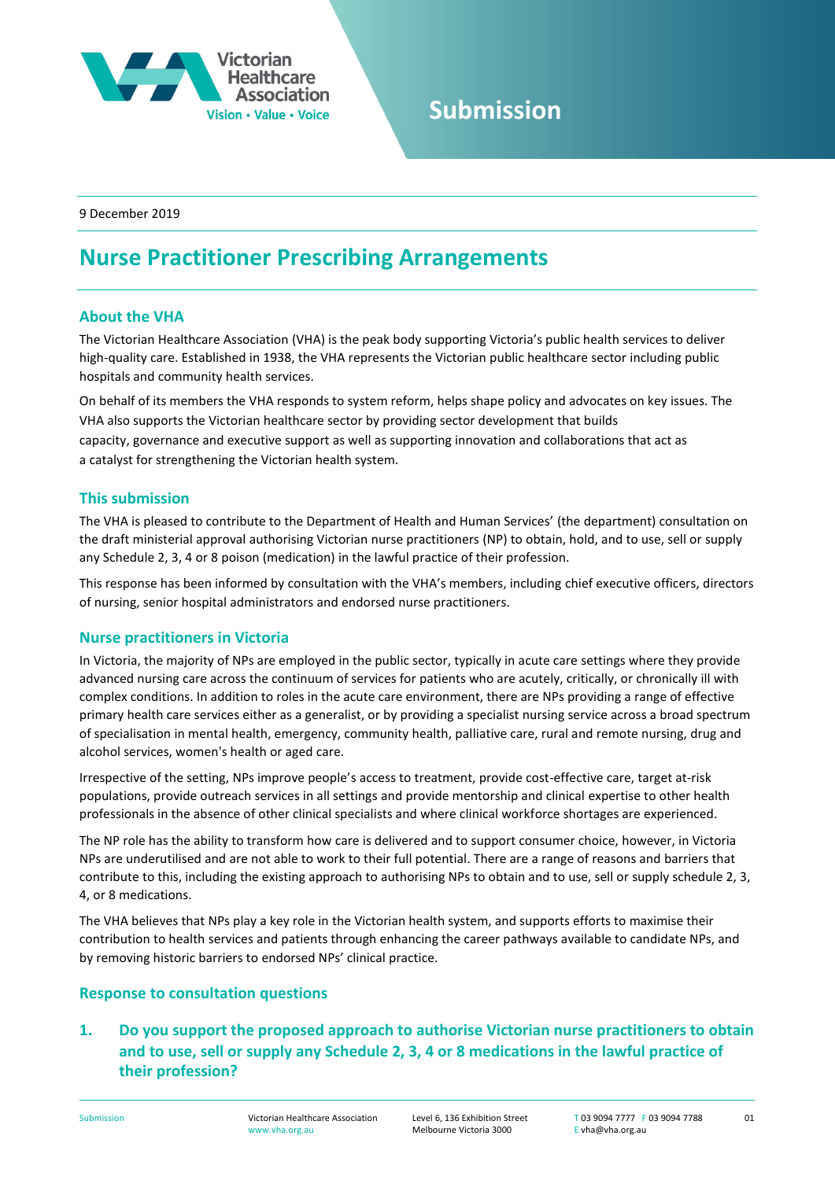Victorian Healthcare Association

Vision • Value • Voice

# Submission

9 December 2019

# Nurse Practitioner Prescribing Arrangements

## About the VHA

The Victorian Healthcare Association (VHA) is the peak body supporting Victoria's public health services to deliver high-quality care. Established in 1938, the VHA represents the Victorian public healthcare sector including public hospitals and community health services.

On behalf of its members the VHA responds to system reform, helps shape policy and advocates on key issues. The VHA also supports the Victorian healthcare sector by providing sector development that builds capacity, governance and executive support as well as supporting innovation and collaborations that act as a catalyst for strengthening the Victorian health system.

## This submission

The VHA is pleased to contribute to the Department of Health and Human Services' (the department) consultation on the draft ministerial approval authorising Victorian nurse practitioners (NP) to obtain, hold, and to use, sell or supply any Schedule 2, 3, 4 or 8 poison (medication) in the lawful practice of their profession.

This response has been informed by consultation with the VHA's members, including chief executive officers, directors of nursing, senior hospital administrators and endorsed nurse practitioners.

## Nurse practitioners in Victoria

In Victoria, the majority of NPs are employed in the public sector, typically in acute care settings where they provide advanced nursing care across the continuum of services for patients who are acutely, critically, or chronically ill with complex conditions. In addition to roles in the acute care environment, there are NPs providing a range of effective primary health care services either as a generalist, or by providing a specialist nursing service across a broad spectrum of specialisation in mental health, emergency, community health, palliative care, rural and remote nursing, drug and alcohol services, women's health or aged care.

Irrespective of the setting, NPs improve people's access to treatment, provide cost-effective care, target at-risk populations, provide outreach services in all settings and provide mentorship and clinical expertise to other health professionals in the absence of other clinical specialists and where clinical workforce shortages are experienced.

The NP role has the ability to transform how care is delivered and to support consumer choice, however, in Victoria NPs are underutilised and are not able to work to their full potential. There are a range of reasons and barriers that contribute to this, including the existing approach to authorising NPs to obtain and to use, sell or supply schedule 2, 3, 4, or 8 medications.

The VHA believes that NPs play a key role in the Victorian health system, and supports efforts to maximise their contribution to health services and patients through enhancing the career pathways available to candidate NPs, and by removing historic barriers to endorsed NPs' clinical practice.

## Response to consultation questions

### 1. Do you support the proposed approach to authorise Victorian nurse practitioners to obtain and to use, sell or supply any Schedule 2, 3, 4 or 8 medications in the lawful practice of their profession?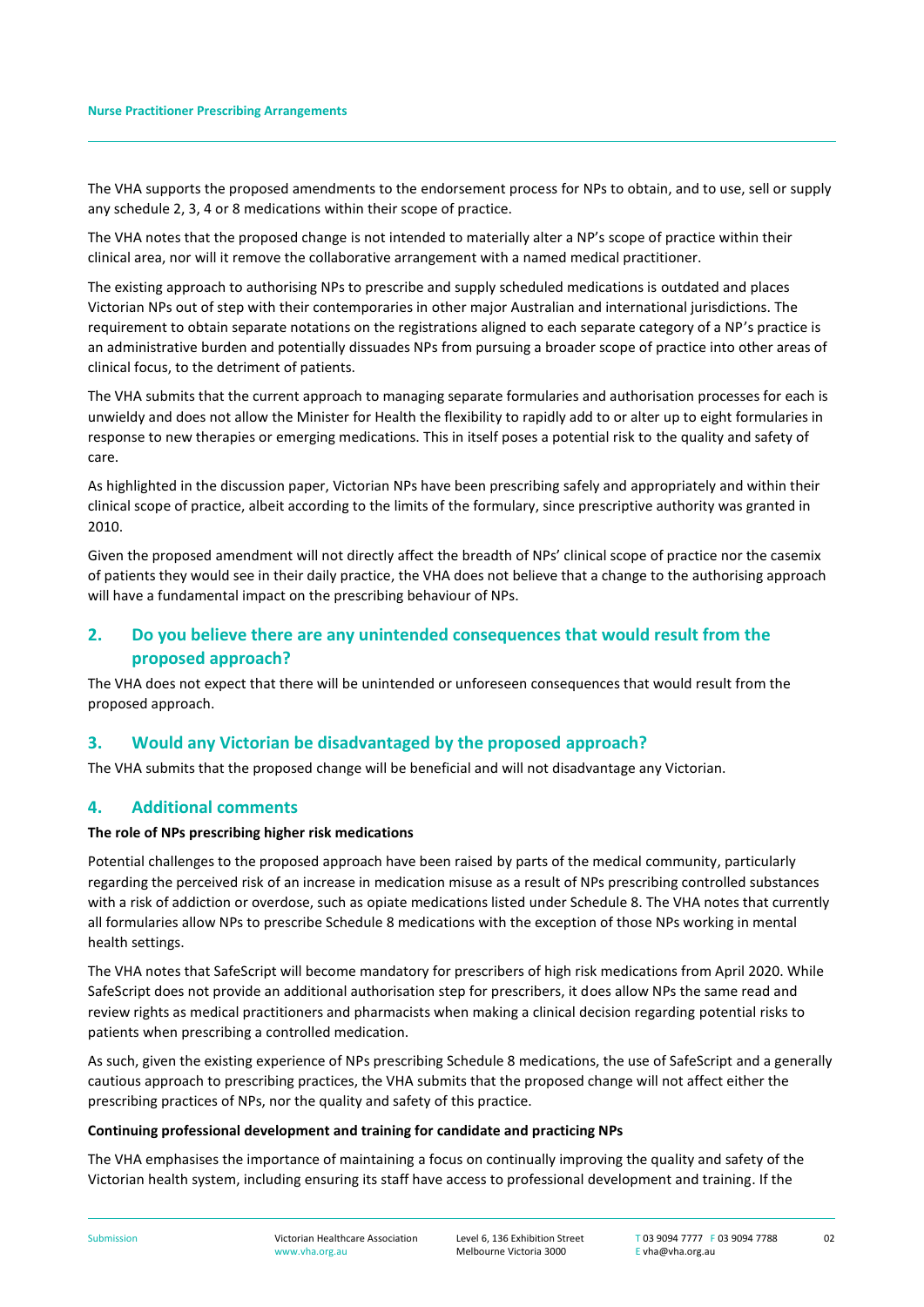The VHA supports the proposed amendments to the endorsement process for NPs to obtain, and to use, sell or supply any schedule 2, 3, 4 or 8 medications within their scope of practice.

The VHA notes that the proposed change is not intended to materially alter a NP's scope of practice within their clinical area, nor will it remove the collaborative arrangement with a named medical practitioner.

The existing approach to authorising NPs to prescribe and supply scheduled medications is outdated and places Victorian NPs out of step with their contemporaries in other major Australian and international jurisdictions. The requirement to obtain separate notations on the registrations aligned to each separate category of a NP's practice is an administrative burden and potentially dissuades NPs from pursuing a broader scope of practice into other areas of clinical focus, to the detriment of patients.

The VHA submits that the current approach to managing separate formularies and authorisation processes for each is unwieldy and does not allow the Minister for Health the flexibility to rapidly add to or alter up to eight formularies in response to new therapies or emerging medications. This in itself poses a potential risk to the quality and safety of care.

As highlighted in the discussion paper, Victorian NPs have been prescribing safely and appropriately and within their clinical scope of practice, albeit according to the limits of the formulary, since prescriptive authority was granted in 2010.

Given the proposed amendment will not directly affect the breadth of NPs' clinical scope of practice nor the casemix of patients they would see in their daily practice, the VHA does not believe that a change to the authorising approach will have a fundamental impact on the prescribing behaviour of NPs.

## 2. Do you believe there are any unintended consequences that would result from the proposed approach?

The VHA does not expect that there will be unintended or unforeseen consequences that would result from the proposed approach.

## 3. Would any Victorian be disadvantaged by the proposed approach?

The VHA submits that the proposed change will be beneficial and will not disadvantage any Victorian.

## 4. Additional comments

**The role of NPs prescribing higher risk medications**

Potential challenges to the proposed approach have been raised by parts of the medical community, particularly regarding the perceived risk of an increase in medication misuse as a result of NPs prescribing controlled substances with a risk of addiction or overdose, such as opiate medications listed under Schedule 8. The VHA notes that currently all formularies allow NPs to prescribe Schedule 8 medications with the exception of those NPs working in mental health settings.

The VHA notes that SafeScript will become mandatory for prescribers of high risk medications from April 2020. While SafeScript does not provide an additional authorisation step for prescribers, it does allow NPs the same read and review rights as medical practitioners and pharmacists when making a clinical decision regarding potential risks to patients when prescribing a controlled medication.

As such, given the existing experience of NPs prescribing Schedule 8 medications, the use of SafeScript and a generally cautious approach to prescribing practices, the VHA submits that the proposed change will not affect either the prescribing practices of NPs, nor the quality and safety of this practice.

**Continuing professional development and training for candidate and practicing NPs**

The VHA emphasises the importance of maintaining a focus on continually improving the quality and safety of the Victorian health system, including ensuring its staff have access to professional development and training. If the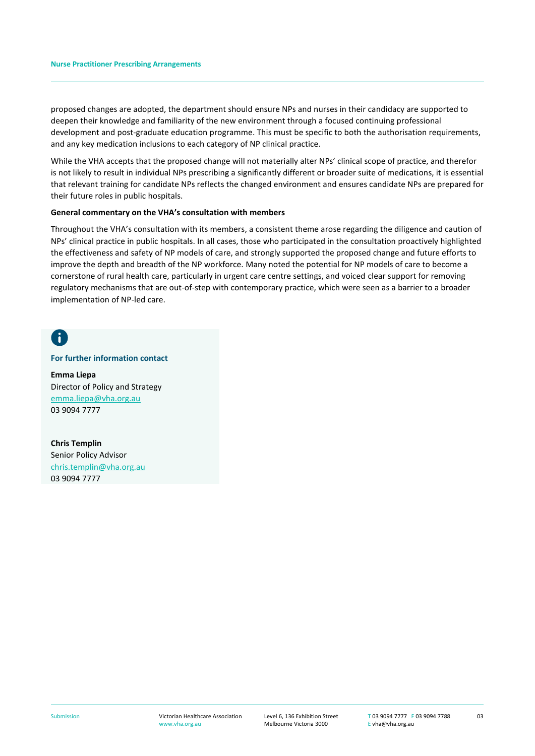proposed changes are adopted, the department should ensure NPs and nurses in their candidacy are supported to deepen their knowledge and familiarity of the new environment through a focused continuing professional development and post-graduate education programme. This must be specific to both the authorisation requirements, and any key medication inclusions to each category of NP clinical practice.

While the VHA accepts that the proposed change will not materially alter NPs' clinical scope of practice, and therefor is not likely to result in individual NPs prescribing a significantly different or broader suite of medications, it is essential that relevant training for candidate NPs reflects the changed environment and ensures candidate NPs are prepared for their future roles in public hospitals.

**General commentary on the VHA's consultation with members**

Throughout the VHA's consultation with its members, a consistent theme arose regarding the diligence and caution of NPs' clinical practice in public hospitals. In all cases, those who participated in the consultation proactively highlighted the effectiveness and safety of NP models of care, and strongly supported the proposed change and future efforts to improve the depth and breadth of the NP workforce. Many noted the potential for NP models of care to become a cornerstone of rural health care, particularly in urgent care centre settings, and voiced clear support for removing regulatory mechanisms that are out-of-step with contemporary practice, which were seen as a barrier to a broader implementation of NP-led care.

**For further information contact**

**Emma Liepa**
Director of Policy and Strategy
emma.liepa@vha.org.au
03 9094 7777

**Chris Templin**
Senior Policy Advisor
chris.templin@vha.org.au
03 9094 7777